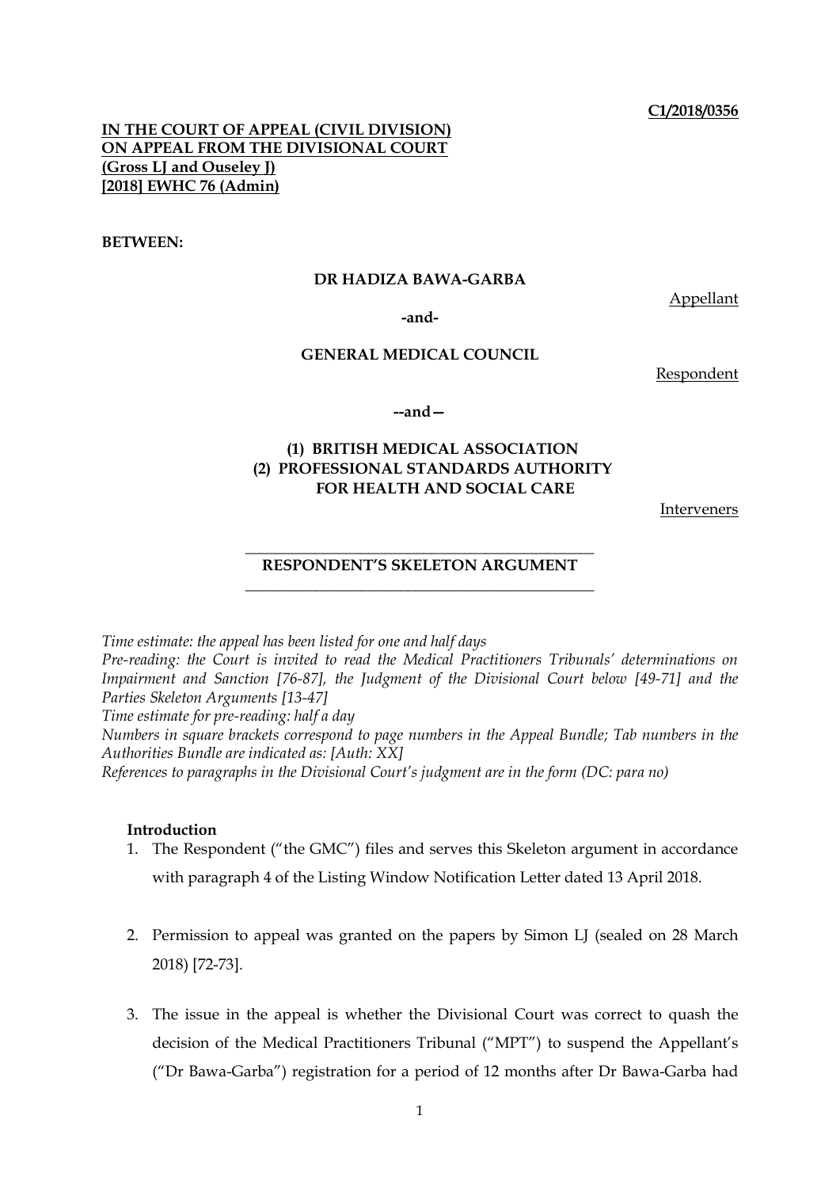**C1/2018/0356**

**IN THE COURT OF APPEAL (CIVIL DIVISION)**
**ON APPEAL FROM THE DIVISIONAL COURT**
**(Gross LJ and Ouseley J)**
**[2018] EWHC 76 (Admin)**

**BETWEEN:**

**DR HADIZA BAWA-GARBA**

Appellant

**-and-**

**GENERAL MEDICAL COUNCIL**

Respondent

**--and—**

**(1) BRITISH MEDICAL ASSOCIATION**
**(2) PROFESSIONAL STANDARDS AUTHORITY FOR HEALTH AND SOCIAL CARE**

Interveners

---

**RESPONDENT'S SKELETON ARGUMENT**

---

*Time estimate: the appeal has been listed for one and half days*
*Pre-reading: the Court is invited to read the Medical Practitioners Tribunals' determinations on Impairment and Sanction [76-87], the Judgment of the Divisional Court below [49-71] and the Parties Skeleton Arguments [13-47]*
*Time estimate for pre-reading: half a day*
*Numbers in square brackets correspond to page numbers in the Appeal Bundle; Tab numbers in the Authorities Bundle are indicated as: [Auth: XX]*
*References to paragraphs in the Divisional Court's judgment are in the form (DC: para no)*

**Introduction**

1. The Respondent ("the GMC") files and serves this Skeleton argument in accordance with paragraph 4 of the Listing Window Notification Letter dated 13 April 2018.

2. Permission to appeal was granted on the papers by Simon LJ (sealed on 28 March 2018) [72-73].

3. The issue in the appeal is whether the Divisional Court was correct to quash the decision of the Medical Practitioners Tribunal ("MPT") to suspend the Appellant's ("Dr Bawa-Garba") registration for a period of 12 months after Dr Bawa-Garba had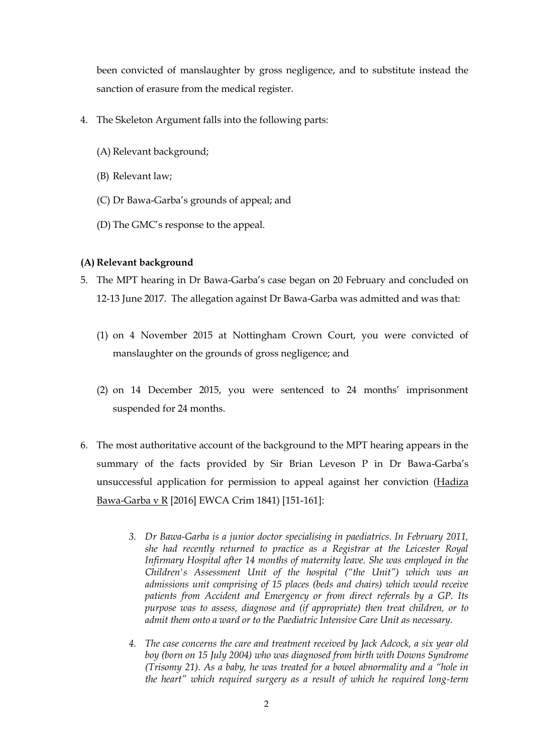been convicted of manslaughter by gross negligence, and to substitute instead the sanction of erasure from the medical register.

4. The Skeleton Argument falls into the following parts:

   (A) Relevant background;

   (B) Relevant law;

   (C) Dr Bawa-Garba's grounds of appeal; and

   (D) The GMC's response to the appeal.

**(A) Relevant background**

5. The MPT hearing in Dr Bawa-Garba's case began on 20 February and concluded on 12-13 June 2017. The allegation against Dr Bawa-Garba was admitted and was that:

   (1) on 4 November 2015 at Nottingham Crown Court, you were convicted of manslaughter on the grounds of gross negligence; and

   (2) on 14 December 2015, you were sentenced to 24 months' imprisonment suspended for 24 months.

6. The most authoritative account of the background to the MPT hearing appears in the summary of the facts provided by Sir Brian Leveson P in Dr Bawa-Garba's unsuccessful application for permission to appeal against her conviction (Hadiza Bawa-Garba v R [2016] EWCA Crim 1841) [151-161]:

   > *3. Dr Bawa-Garba is a junior doctor specialising in paediatrics. In February 2011, she had recently returned to practice as a Registrar at the Leicester Royal Infirmary Hospital after 14 months of maternity leave. She was employed in the Children's Assessment Unit of the hospital ("the Unit") which was an admissions unit comprising of 15 places (beds and chairs) which would receive patients from Accident and Emergency or from direct referrals by a GP. Its purpose was to assess, diagnose and (if appropriate) then treat children, or to admit them onto a ward or to the Paediatric Intensive Care Unit as necessary.*
   >
   > *4. The case concerns the care and treatment received by Jack Adcock, a six year old boy (born on 15 July 2004) who was diagnosed from birth with Downs Syndrome (Trisomy 21). As a baby, he was treated for a bowel abnormality and a "hole in the heart" which required surgery as a result of which he required long-term*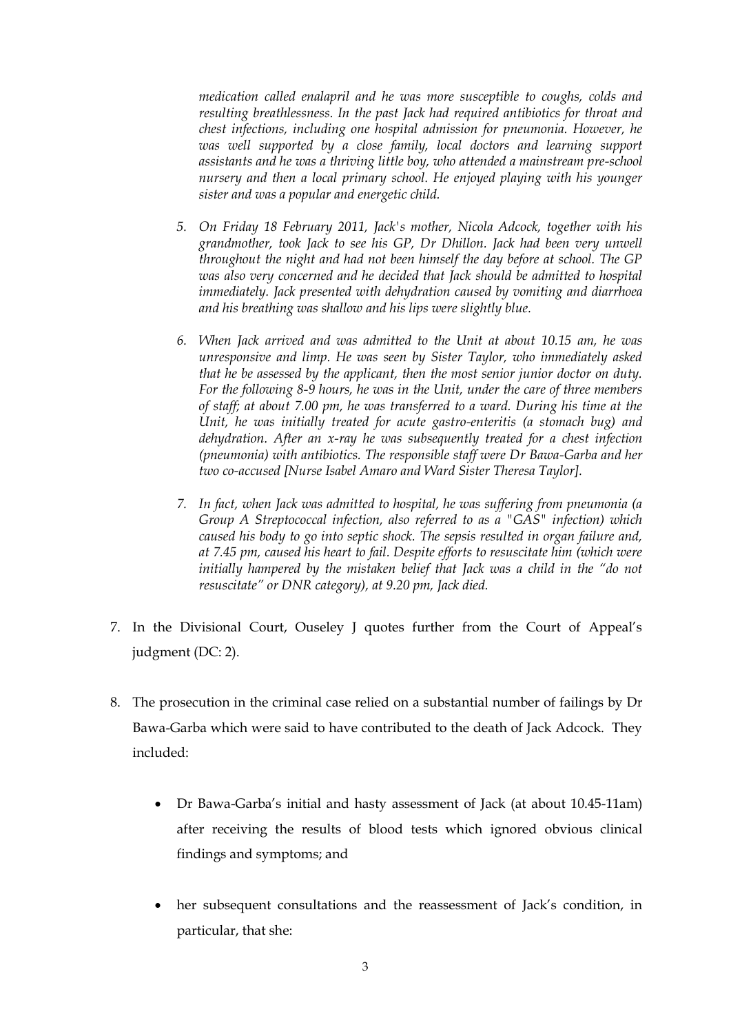*medication called enalapril and he was more susceptible to coughs, colds and resulting breathlessness. In the past Jack had required antibiotics for throat and chest infections, including one hospital admission for pneumonia. However, he was well supported by a close family, local doctors and learning support assistants and he was a thriving little boy, who attended a mainstream pre-school nursery and then a local primary school. He enjoyed playing with his younger sister and was a popular and energetic child.*

> *5. On Friday 18 February 2011, Jack's mother, Nicola Adcock, together with his grandmother, took Jack to see his GP, Dr Dhillon. Jack had been very unwell throughout the night and had not been himself the day before at school. The GP was also very concerned and he decided that Jack should be admitted to hospital immediately. Jack presented with dehydration caused by vomiting and diarrhoea and his breathing was shallow and his lips were slightly blue.*
>
> *6. When Jack arrived and was admitted to the Unit at about 10.15 am, he was unresponsive and limp. He was seen by Sister Taylor, who immediately asked that he be assessed by the applicant, then the most senior junior doctor on duty. For the following 8-9 hours, he was in the Unit, under the care of three members of staff; at about 7.00 pm, he was transferred to a ward. During his time at the Unit, he was initially treated for acute gastro-enteritis (a stomach bug) and dehydration. After an x-ray he was subsequently treated for a chest infection (pneumonia) with antibiotics. The responsible staff were Dr Bawa-Garba and her two co-accused [Nurse Isabel Amaro and Ward Sister Theresa Taylor].*
>
> *7. In fact, when Jack was admitted to hospital, he was suffering from pneumonia (a Group A Streptococcal infection, also referred to as a "GAS" infection) which caused his body to go into septic shock. The sepsis resulted in organ failure and, at 7.45 pm, caused his heart to fail. Despite efforts to resuscitate him (which were initially hampered by the mistaken belief that Jack was a child in the "do not resuscitate" or DNR category), at 9.20 pm, Jack died.*

7. In the Divisional Court, Ouseley J quotes further from the Court of Appeal's judgment (DC: 2).

8. The prosecution in the criminal case relied on a substantial number of failings by Dr Bawa-Garba which were said to have contributed to the death of Jack Adcock. They included:

   - Dr Bawa-Garba's initial and hasty assessment of Jack (at about 10.45-11am) after receiving the results of blood tests which ignored obvious clinical findings and symptoms; and

   - her subsequent consultations and the reassessment of Jack's condition, in particular, that she: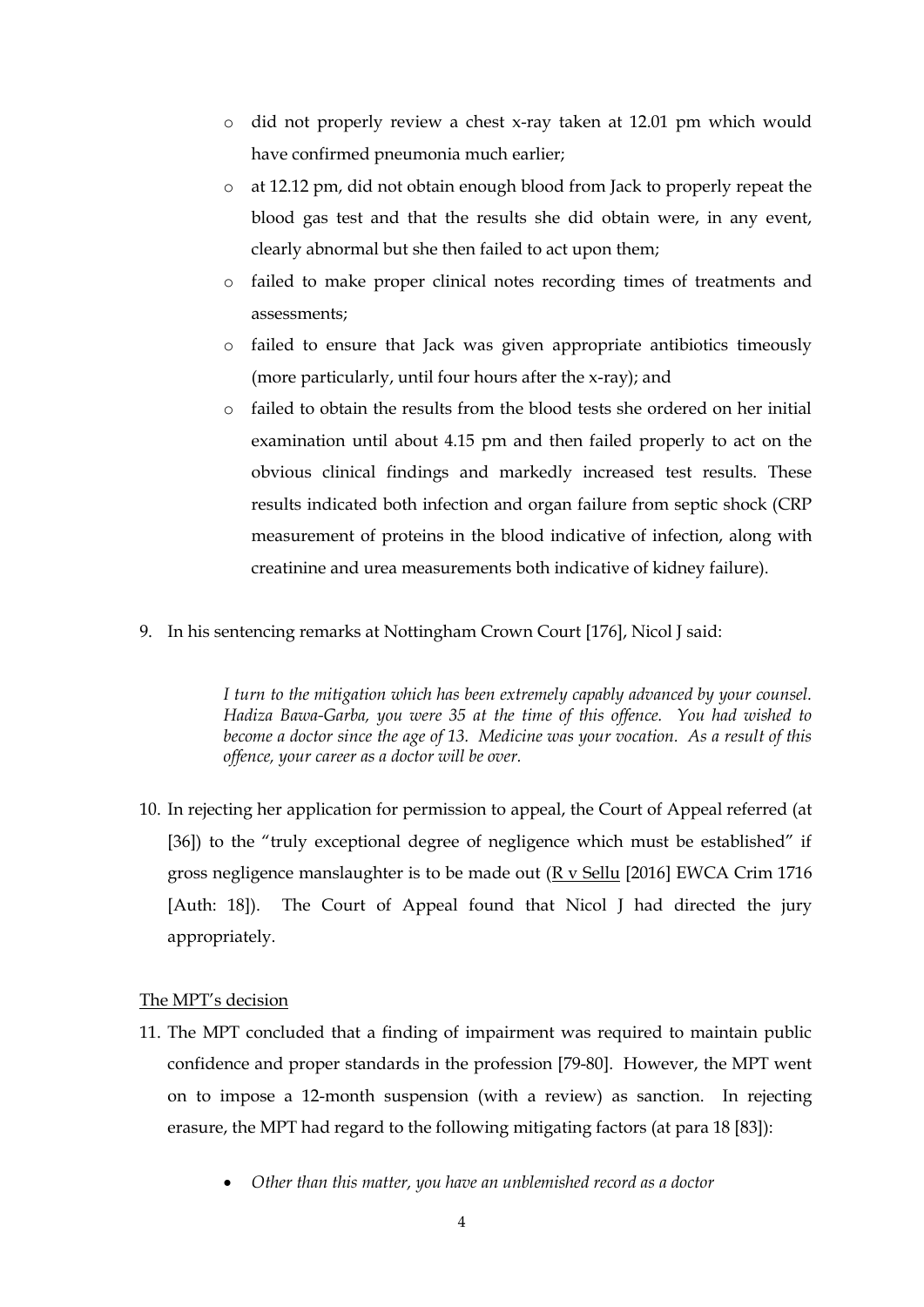- did not properly review a chest x-ray taken at 12.01 pm which would have confirmed pneumonia much earlier;
- at 12.12 pm, did not obtain enough blood from Jack to properly repeat the blood gas test and that the results she did obtain were, in any event, clearly abnormal but she then failed to act upon them;
- failed to make proper clinical notes recording times of treatments and assessments;
- failed to ensure that Jack was given appropriate antibiotics timeously (more particularly, until four hours after the x-ray); and
- failed to obtain the results from the blood tests she ordered on her initial examination until about 4.15 pm and then failed properly to act on the obvious clinical findings and markedly increased test results. These results indicated both infection and organ failure from septic shock (CRP measurement of proteins in the blood indicative of infection, along with creatinine and urea measurements both indicative of kidney failure).

9. In his sentencing remarks at Nottingham Crown Court [176], Nicol J said:

> *I turn to the mitigation which has been extremely capably advanced by your counsel. Hadiza Bawa-Garba, you were 35 at the time of this offence. You had wished to become a doctor since the age of 13. Medicine was your vocation. As a result of this offence, your career as a doctor will be over.*

10. In rejecting her application for permission to appeal, the Court of Appeal referred (at [36]) to the "truly exceptional degree of negligence which must be established" if gross negligence manslaughter is to be made out (R v Sellu [2016] EWCA Crim 1716 [Auth: 18]). The Court of Appeal found that Nicol J had directed the jury appropriately.

The MPT's decision

11. The MPT concluded that a finding of impairment was required to maintain public confidence and proper standards in the profession [79-80]. However, the MPT went on to impose a 12-month suspension (with a review) as sanction. In rejecting erasure, the MPT had regard to the following mitigating factors (at para 18 [83]):

- *Other than this matter, you have an unblemished record as a doctor*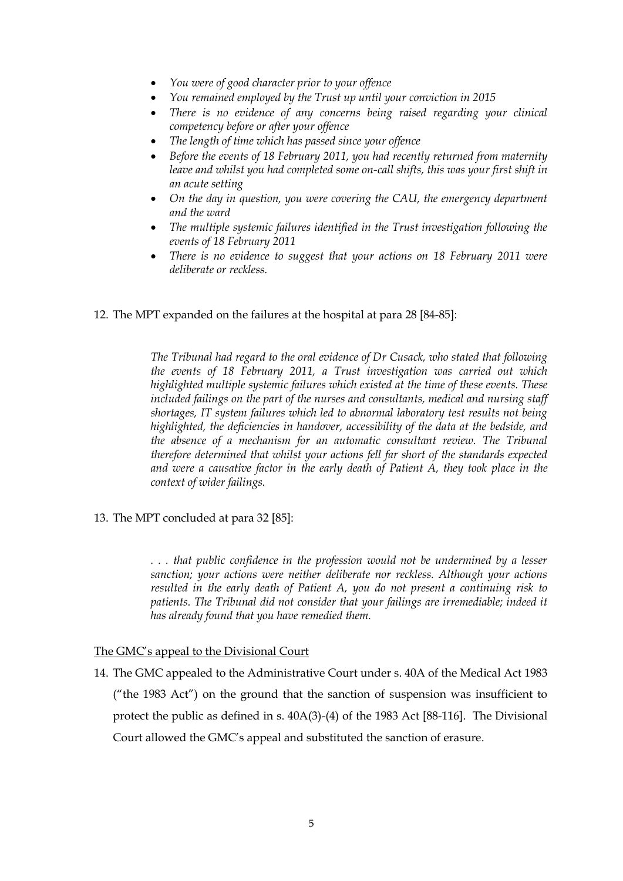- *You were of good character prior to your offence*
- *You remained employed by the Trust up until your conviction in 2015*
- *There is no evidence of any concerns being raised regarding your clinical competency before or after your offence*
- *The length of time which has passed since your offence*
- *Before the events of 18 February 2011, you had recently returned from maternity leave and whilst you had completed some on-call shifts, this was your first shift in an acute setting*
- *On the day in question, you were covering the CAU, the emergency department and the ward*
- *The multiple systemic failures identified in the Trust investigation following the events of 18 February 2011*
- *There is no evidence to suggest that your actions on 18 February 2011 were deliberate or reckless.*

12. The MPT expanded on the failures at the hospital at para 28 [84-85]:

> *The Tribunal had regard to the oral evidence of Dr Cusack, who stated that following the events of 18 February 2011, a Trust investigation was carried out which highlighted multiple systemic failures which existed at the time of these events. These included failings on the part of the nurses and consultants, medical and nursing staff shortages, IT system failures which led to abnormal laboratory test results not being highlighted, the deficiencies in handover, accessibility of the data at the bedside, and the absence of a mechanism for an automatic consultant review. The Tribunal therefore determined that whilst your actions fell far short of the standards expected and were a causative factor in the early death of Patient A, they took place in the context of wider failings.*

13. The MPT concluded at para 32 [85]:

> *. . . that public confidence in the profession would not be undermined by a lesser sanction; your actions were neither deliberate nor reckless. Although your actions resulted in the early death of Patient A, you do not present a continuing risk to patients. The Tribunal did not consider that your failings are irremediable; indeed it has already found that you have remedied them.*

<u>The GMC's appeal to the Divisional Court</u>

14. The GMC appealed to the Administrative Court under s. 40A of the Medical Act 1983 ("the 1983 Act") on the ground that the sanction of suspension was insufficient to protect the public as defined in s. 40A(3)-(4) of the 1983 Act [88-116]. The Divisional Court allowed the GMC's appeal and substituted the sanction of erasure.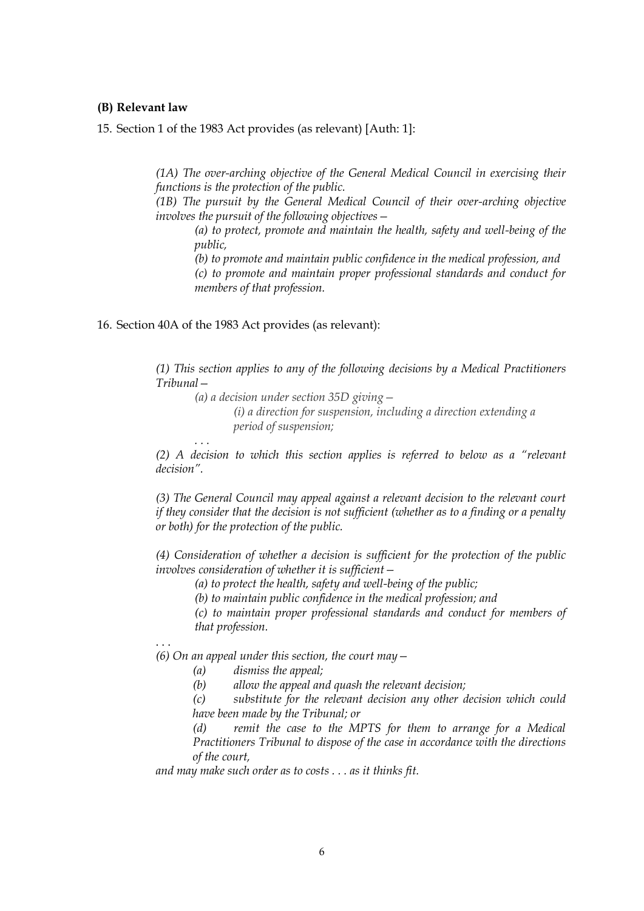**(B) Relevant law**

15. Section 1 of the 1983 Act provides (as relevant) [Auth: 1]:

> *(1A) The over-arching objective of the General Medical Council in exercising their functions is the protection of the public.*
>
> *(1B) The pursuit by the General Medical Council of their over-arching objective involves the pursuit of the following objectives—*
>
> > *(a) to protect, promote and maintain the health, safety and well-being of the public,*
> >
> > *(b) to promote and maintain public confidence in the medical profession, and*
> >
> > *(c) to promote and maintain proper professional standards and conduct for members of that profession.*

16. Section 40A of the 1983 Act provides (as relevant):

> *(1) This section applies to any of the following decisions by a Medical Practitioners Tribunal—*
>
> > *(a) a decision under section 35D giving—*
> >
> > > *(i) a direction for suspension, including a direction extending a period of suspension;*
> >
> > *. . .*
>
> *(2) A decision to which this section applies is referred to below as a "relevant decision".*
>
> *(3) The General Council may appeal against a relevant decision to the relevant court if they consider that the decision is not sufficient (whether as to a finding or a penalty or both) for the protection of the public.*
>
> *(4) Consideration of whether a decision is sufficient for the protection of the public involves consideration of whether it is sufficient—*
>
> > *(a) to protect the health, safety and well-being of the public;*
> >
> > *(b) to maintain public confidence in the medical profession; and*
> >
> > *(c) to maintain proper professional standards and conduct for members of that profession.*
>
> *. . .*
>
> *(6) On an appeal under this section, the court may—*
>
> > *(a) dismiss the appeal;*
> >
> > *(b) allow the appeal and quash the relevant decision;*
> >
> > *(c) substitute for the relevant decision any other decision which could have been made by the Tribunal; or*
> >
> > *(d) remit the case to the MPTS for them to arrange for a Medical Practitioners Tribunal to dispose of the case in accordance with the directions of the court,*
>
> *and may make such order as to costs . . . as it thinks fit.*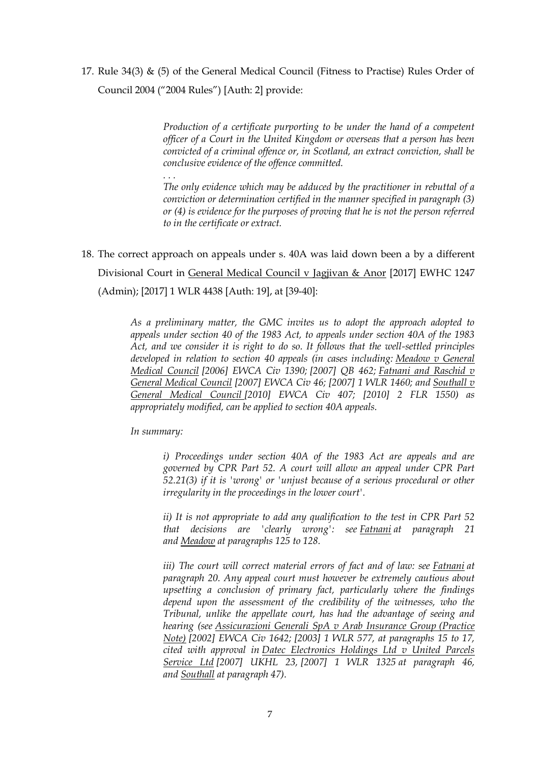17. Rule 34(3) & (5) of the General Medical Council (Fitness to Practise) Rules Order of Council 2004 ("2004 Rules") [Auth: 2] provide:

> *Production of a certificate purporting to be under the hand of a competent officer of a Court in the United Kingdom or overseas that a person has been convicted of a criminal offence or, in Scotland, an extract conviction, shall be conclusive evidence of the offence committed.*
>
> *. . .*
>
> *The only evidence which may be adduced by the practitioner in rebuttal of a conviction or determination certified in the manner specified in paragraph (3) or (4) is evidence for the purposes of proving that he is not the person referred to in the certificate or extract.*

18. The correct approach on appeals under s. 40A was laid down been a by a different Divisional Court in General Medical Council v Jagjivan & Anor [2017] EWHC 1247 (Admin); [2017] 1 WLR 4438 [Auth: 19], at [39-40]:

> *As a preliminary matter, the GMC invites us to adopt the approach adopted to appeals under section 40 of the 1983 Act, to appeals under section 40A of the 1983 Act, and we consider it is right to do so. It follows that the well-settled principles developed in relation to section 40 appeals (in cases including: Meadow v General Medical Council [2006] EWCA Civ 1390; [2007] QB 462; Fatnani and Raschid v General Medical Council [2007] EWCA Civ 46; [2007] 1 WLR 1460; and Southall v General Medical Council [2010] EWCA Civ 407; [2010] 2 FLR 1550) as appropriately modified, can be applied to section 40A appeals.*
>
> *In summary:*
>
> > *i) Proceedings under section 40A of the 1983 Act are appeals and are governed by CPR Part 52. A court will allow an appeal under CPR Part 52.21(3) if it is 'wrong' or 'unjust because of a serious procedural or other irregularity in the proceedings in the lower court'.*
> >
> > *ii) It is not appropriate to add any qualification to the test in CPR Part 52 that decisions are 'clearly wrong': see Fatnani at paragraph 21 and Meadow at paragraphs 125 to 128.*
> >
> > *iii) The court will correct material errors of fact and of law: see Fatnani at paragraph 20. Any appeal court must however be extremely cautious about upsetting a conclusion of primary fact, particularly where the findings depend upon the assessment of the credibility of the witnesses, who the Tribunal, unlike the appellate court, has had the advantage of seeing and hearing (see Assicurazioni Generali SpA v Arab Insurance Group (Practice Note) [2002] EWCA Civ 1642; [2003] 1 WLR 577, at paragraphs 15 to 17, cited with approval in Datec Electronics Holdings Ltd v United Parcels Service Ltd [2007] UKHL 23, [2007] 1 WLR 1325 at paragraph 46, and Southall at paragraph 47).*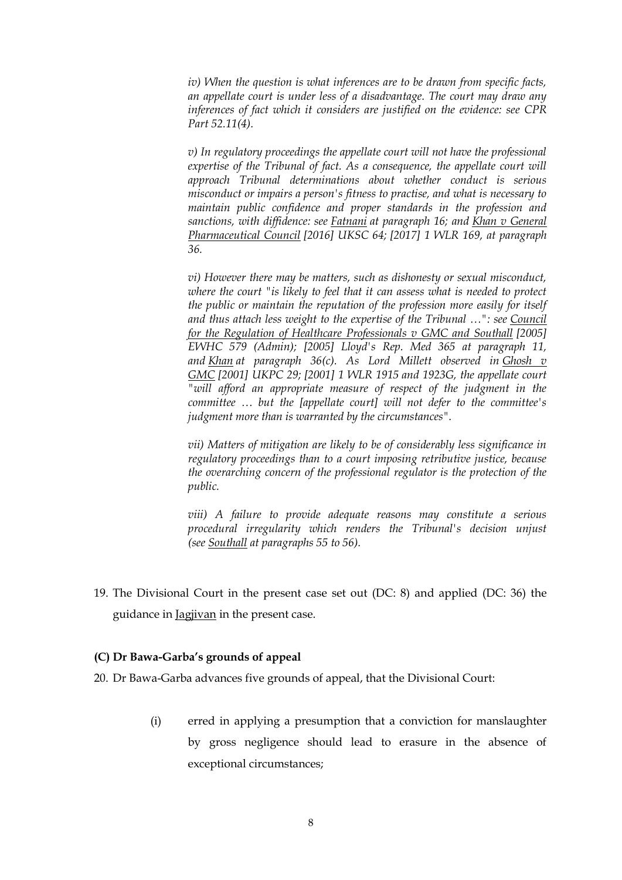*iv) When the question is what inferences are to be drawn from specific facts, an appellate court is under less of a disadvantage. The court may draw any inferences of fact which it considers are justified on the evidence: see CPR Part 52.11(4).*

*v) In regulatory proceedings the appellate court will not have the professional expertise of the Tribunal of fact. As a consequence, the appellate court will approach Tribunal determinations about whether conduct is serious misconduct or impairs a person's fitness to practise, and what is necessary to maintain public confidence and proper standards in the profession and sanctions, with diffidence: see Fatnani at paragraph 16; and Khan v General Pharmaceutical Council [2016] UKSC 64; [2017] 1 WLR 169, at paragraph 36.*

*vi) However there may be matters, such as dishonesty or sexual misconduct, where the court "is likely to feel that it can assess what is needed to protect the public or maintain the reputation of the profession more easily for itself and thus attach less weight to the expertise of the Tribunal …": see Council for the Regulation of Healthcare Professionals v GMC and Southall [2005] EWHC 579 (Admin); [2005] Lloyd's Rep. Med 365 at paragraph 11, and Khan at paragraph 36(c). As Lord Millett observed in Ghosh v GMC [2001] UKPC 29; [2001] 1 WLR 1915 and 1923G, the appellate court "will afford an appropriate measure of respect of the judgment in the committee … but the [appellate court] will not defer to the committee's judgment more than is warranted by the circumstances".*

*vii) Matters of mitigation are likely to be of considerably less significance in regulatory proceedings than to a court imposing retributive justice, because the overarching concern of the professional regulator is the protection of the public.*

*viii) A failure to provide adequate reasons may constitute a serious procedural irregularity which renders the Tribunal's decision unjust (see Southall at paragraphs 55 to 56).*

19. The Divisional Court in the present case set out (DC: 8) and applied (DC: 36) the guidance in Jagjivan in the present case.

### (C) Dr Bawa-Garba's grounds of appeal

20. Dr Bawa-Garba advances five grounds of appeal, that the Divisional Court:

    (i) erred in applying a presumption that a conviction for manslaughter by gross negligence should lead to erasure in the absence of exceptional circumstances;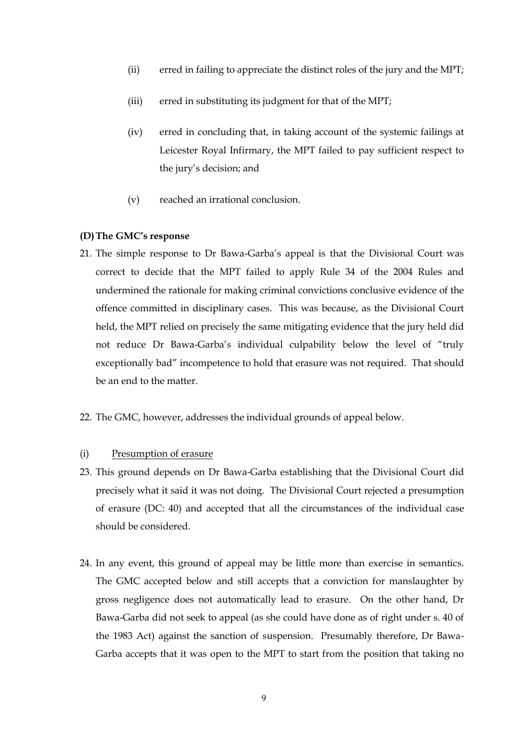(ii) erred in failing to appreciate the distinct roles of the jury and the MPT;

(iii) erred in substituting its judgment for that of the MPT;

(iv) erred in concluding that, in taking account of the systemic failings at Leicester Royal Infirmary, the MPT failed to pay sufficient respect to the jury's decision; and

(v) reached an irrational conclusion.

### (D) The GMC's response

21. The simple response to Dr Bawa-Garba's appeal is that the Divisional Court was correct to decide that the MPT failed to apply Rule 34 of the 2004 Rules and undermined the rationale for making criminal convictions conclusive evidence of the offence committed in disciplinary cases. This was because, as the Divisional Court held, the MPT relied on precisely the same mitigating evidence that the jury held did not reduce Dr Bawa-Garba's individual culpability below the level of "truly exceptionally bad" incompetence to hold that erasure was not required. That should be an end to the matter.

22. The GMC, however, addresses the individual grounds of appeal below.

(i) Presumption of erasure

23. This ground depends on Dr Bawa-Garba establishing that the Divisional Court did precisely what it said it was not doing. The Divisional Court rejected a presumption of erasure (DC: 40) and accepted that all the circumstances of the individual case should be considered.

24. In any event, this ground of appeal may be little more than exercise in semantics. The GMC accepted below and still accepts that a conviction for manslaughter by gross negligence does not automatically lead to erasure. On the other hand, Dr Bawa-Garba did not seek to appeal (as she could have done as of right under s. 40 of the 1983 Act) against the sanction of suspension. Presumably therefore, Dr Bawa-Garba accepts that it was open to the MPT to start from the position that taking no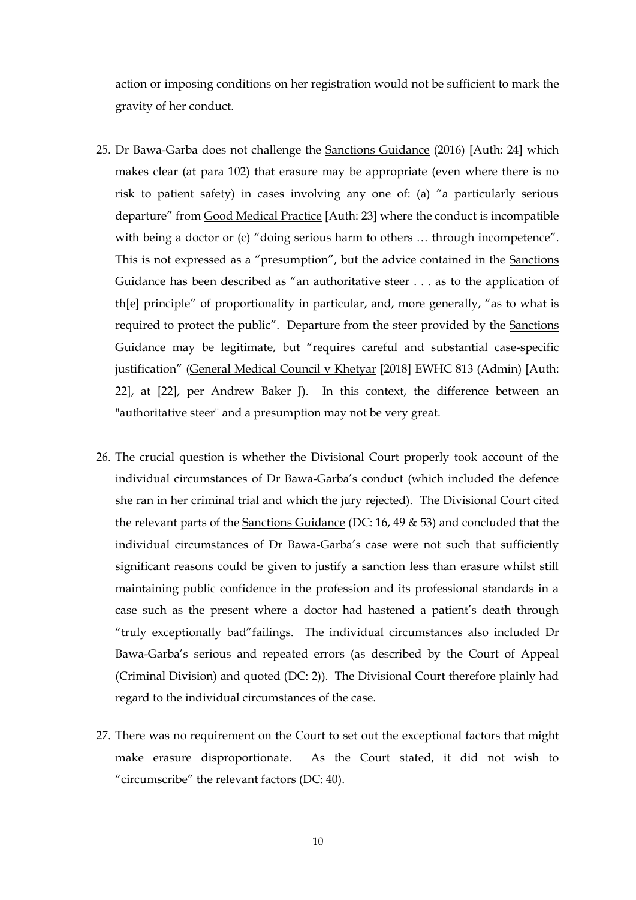action or imposing conditions on her registration would not be sufficient to mark the gravity of her conduct.

25. Dr Bawa-Garba does not challenge the Sanctions Guidance (2016) [Auth: 24] which makes clear (at para 102) that erasure may be appropriate (even where there is no risk to patient safety) in cases involving any one of: (a) "a particularly serious departure" from Good Medical Practice [Auth: 23] where the conduct is incompatible with being a doctor or (c) "doing serious harm to others … through incompetence". This is not expressed as a "presumption", but the advice contained in the Sanctions Guidance has been described as "an authoritative steer . . . as to the application of th[e] principle" of proportionality in particular, and, more generally, "as to what is required to protect the public". Departure from the steer provided by the Sanctions Guidance may be legitimate, but "requires careful and substantial case-specific justification" (General Medical Council v Khetyar [2018] EWHC 813 (Admin) [Auth: 22], at [22], per Andrew Baker J). In this context, the difference between an "authoritative steer" and a presumption may not be very great.

26. The crucial question is whether the Divisional Court properly took account of the individual circumstances of Dr Bawa-Garba's conduct (which included the defence she ran in her criminal trial and which the jury rejected). The Divisional Court cited the relevant parts of the Sanctions Guidance (DC: 16, 49 & 53) and concluded that the individual circumstances of Dr Bawa-Garba's case were not such that sufficiently significant reasons could be given to justify a sanction less than erasure whilst still maintaining public confidence in the profession and its professional standards in a case such as the present where a doctor had hastened a patient's death through "truly exceptionally bad"failings. The individual circumstances also included Dr Bawa-Garba's serious and repeated errors (as described by the Court of Appeal (Criminal Division) and quoted (DC: 2)). The Divisional Court therefore plainly had regard to the individual circumstances of the case.

27. There was no requirement on the Court to set out the exceptional factors that might make erasure disproportionate. As the Court stated, it did not wish to "circumscribe" the relevant factors (DC: 40).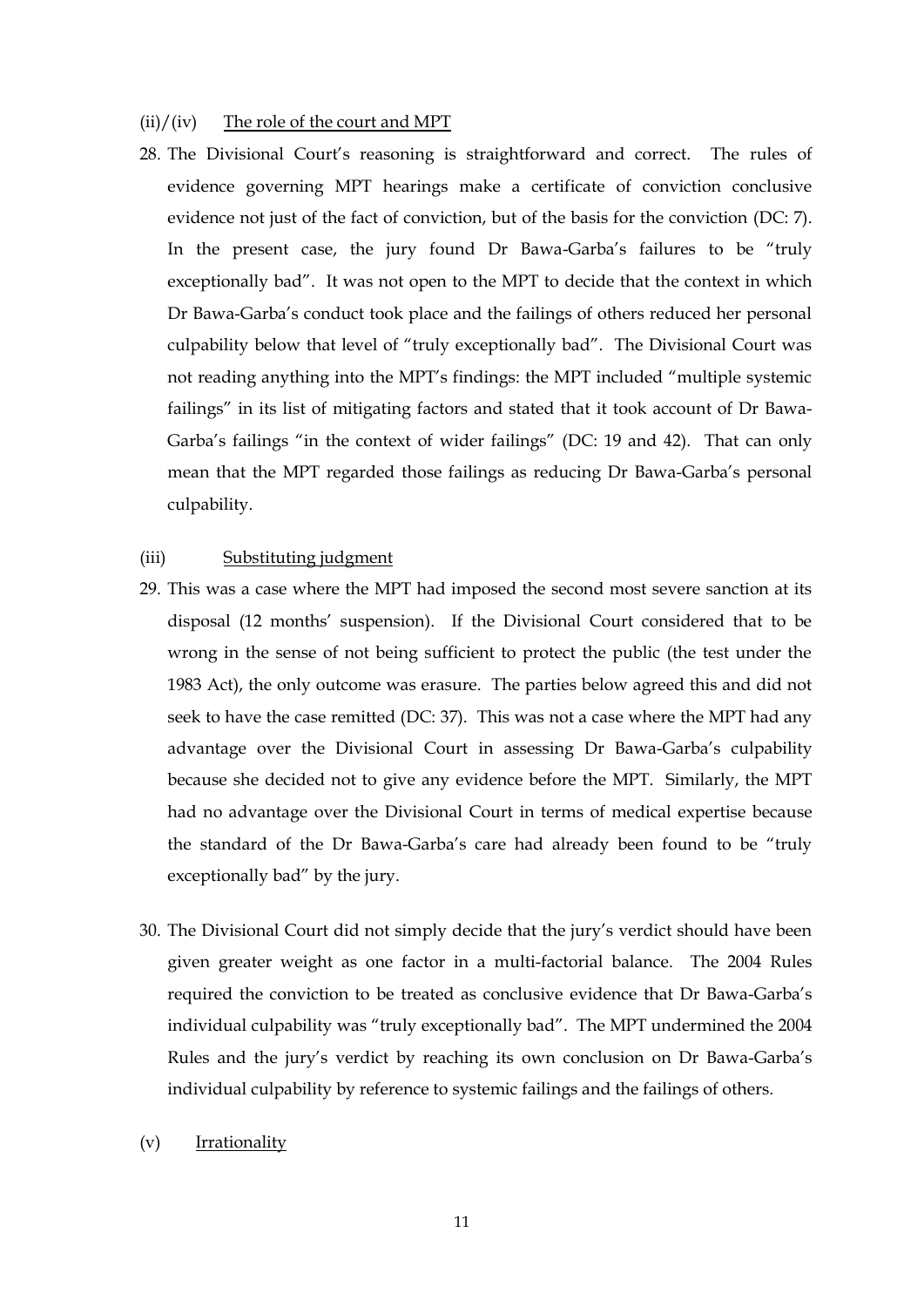(ii)/(iv) The role of the court and MPT

28. The Divisional Court's reasoning is straightforward and correct. The rules of evidence governing MPT hearings make a certificate of conviction conclusive evidence not just of the fact of conviction, but of the basis for the conviction (DC: 7). In the present case, the jury found Dr Bawa-Garba's failures to be "truly exceptionally bad". It was not open to the MPT to decide that the context in which Dr Bawa-Garba's conduct took place and the failings of others reduced her personal culpability below that level of "truly exceptionally bad". The Divisional Court was not reading anything into the MPT's findings: the MPT included "multiple systemic failings" in its list of mitigating factors and stated that it took account of Dr Bawa-Garba's failings "in the context of wider failings" (DC: 19 and 42). That can only mean that the MPT regarded those failings as reducing Dr Bawa-Garba's personal culpability.

(iii) Substituting judgment

29. This was a case where the MPT had imposed the second most severe sanction at its disposal (12 months' suspension). If the Divisional Court considered that to be wrong in the sense of not being sufficient to protect the public (the test under the 1983 Act), the only outcome was erasure. The parties below agreed this and did not seek to have the case remitted (DC: 37). This was not a case where the MPT had any advantage over the Divisional Court in assessing Dr Bawa-Garba's culpability because she decided not to give any evidence before the MPT. Similarly, the MPT had no advantage over the Divisional Court in terms of medical expertise because the standard of the Dr Bawa-Garba's care had already been found to be "truly exceptionally bad" by the jury.

30. The Divisional Court did not simply decide that the jury's verdict should have been given greater weight as one factor in a multi-factorial balance. The 2004 Rules required the conviction to be treated as conclusive evidence that Dr Bawa-Garba's individual culpability was "truly exceptionally bad". The MPT undermined the 2004 Rules and the jury's verdict by reaching its own conclusion on Dr Bawa-Garba's individual culpability by reference to systemic failings and the failings of others.

(v) Irrationality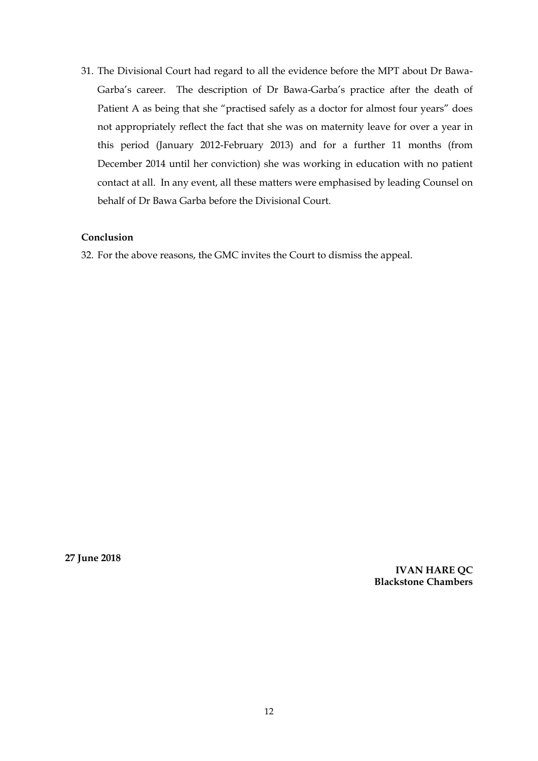31. The Divisional Court had regard to all the evidence before the MPT about Dr Bawa-Garba's career. The description of Dr Bawa-Garba's practice after the death of Patient A as being that she "practised safely as a doctor for almost four years" does not appropriately reflect the fact that she was on maternity leave for over a year in this period (January 2012-February 2013) and for a further 11 months (from December 2014 until her conviction) she was working in education with no patient contact at all. In any event, all these matters were emphasised by leading Counsel on behalf of Dr Bawa Garba before the Divisional Court.

**Conclusion**

32. For the above reasons, the GMC invites the Court to dismiss the appeal.

**27 June 2018**

**IVAN HARE QC**
**Blackstone Chambers**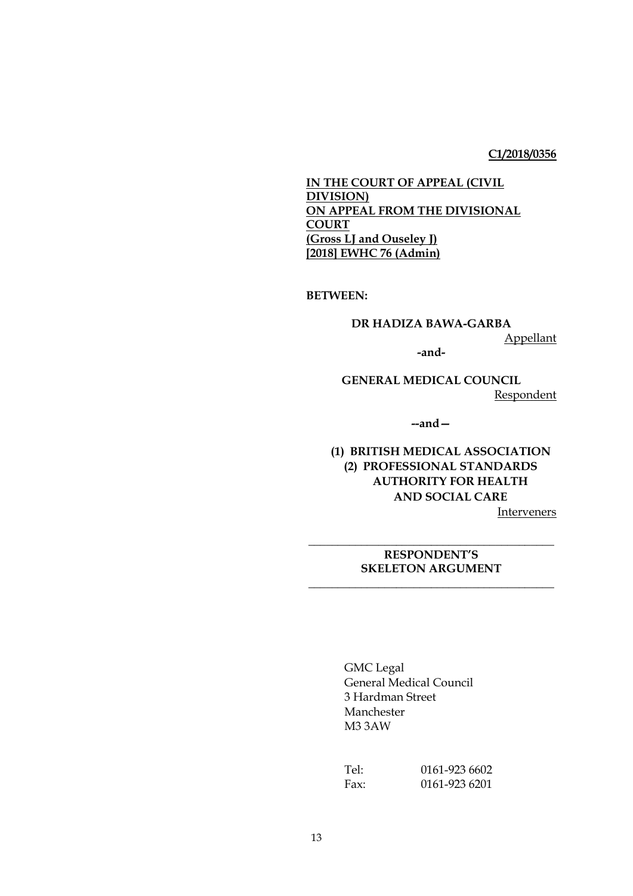**C1/2018/0356**

**IN THE COURT OF APPEAL (CIVIL DIVISION)**
**ON APPEAL FROM THE DIVISIONAL COURT**
**(Gross LJ and Ouseley J)**
**[2018] EWHC 76 (Admin)**

**BETWEEN:**

**DR HADIZA BAWA-GARBA**

Appellant

**-and-**

**GENERAL MEDICAL COUNCIL**

Respondent

**--and—**

**(1) BRITISH MEDICAL ASSOCIATION**
**(2) PROFESSIONAL STANDARDS AUTHORITY FOR HEALTH AND SOCIAL CARE**

Interveners

---

**RESPONDENT'S SKELETON ARGUMENT**

---

GMC Legal
General Medical Council
3 Hardman Street
Manchester
M3 3AW

Tel: 0161-923 6602
Fax: 0161-923 6201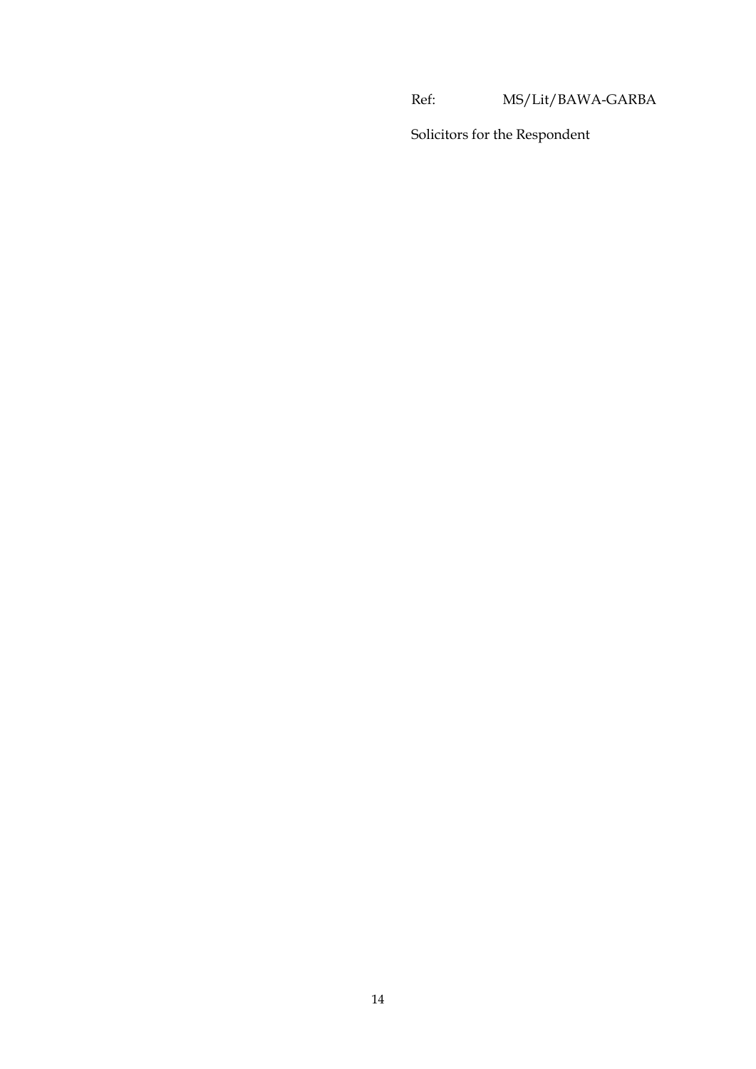Ref: MS/Lit/BAWA-GARBA

Solicitors for the Respondent